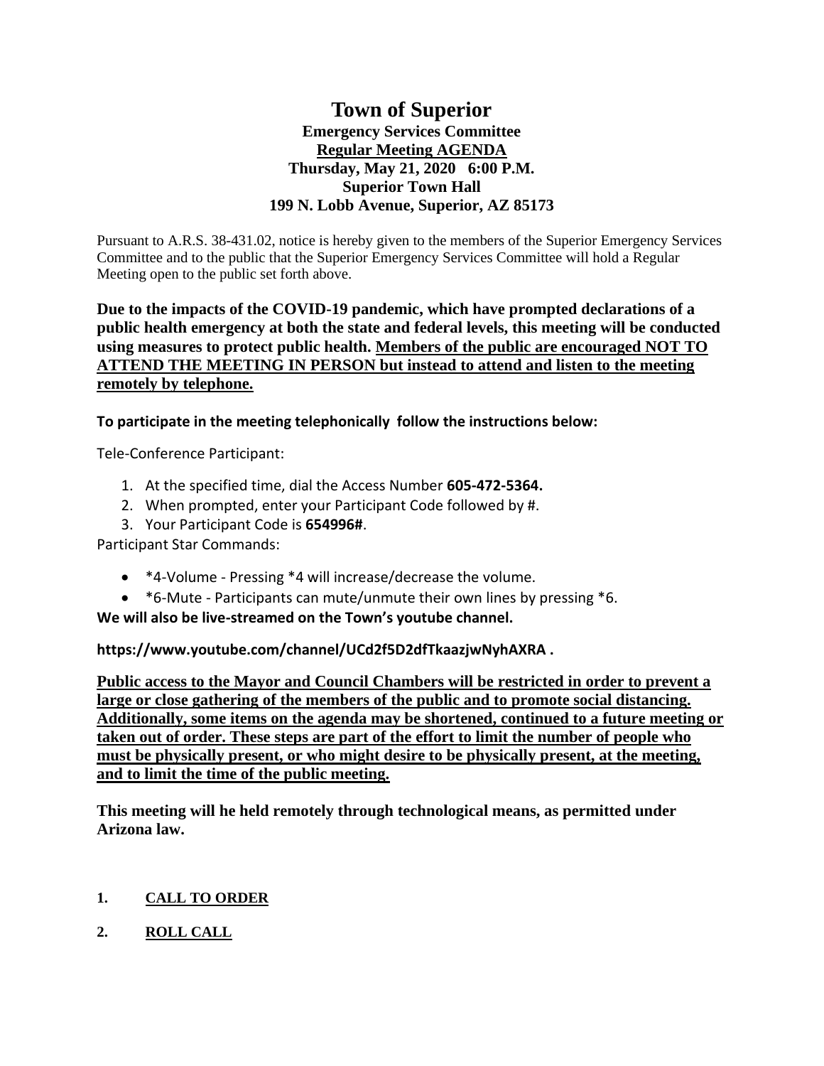# Town of Superior

**Emergency Services Committee**
**Regular Meeting AGENDA**
**Thursday, May 21, 2020 6:00 P.M.**
**Superior Town Hall**
**199 N. Lobb Avenue, Superior, AZ 85173**

Pursuant to A.R.S. 38-431.02, notice is hereby given to the members of the Superior Emergency Services Committee and to the public that the Superior Emergency Services Committee will hold a Regular Meeting open to the public set forth above.

**Due to the impacts of the COVID-19 pandemic, which have prompted declarations of a public health emergency at both the state and federal levels, this meeting will be conducted using measures to protect public health. Members of the public are encouraged NOT TO ATTEND THE MEETING IN PERSON but instead to attend and listen to the meeting remotely by telephone.**

**To participate in the meeting telephonically follow the instructions below:**

Tele-Conference Participant:

1. At the specified time, dial the Access Number **605-472-5364.**
2. When prompted, enter your Participant Code followed by #.
3. Your Participant Code is **654996#**.

Participant Star Commands:

- *4-Volume - Pressing *4 will increase/decrease the volume.
- *6-Mute - Participants can mute/unmute their own lines by pressing *6.

**We will also be live-streamed on the Town's youtube channel.**

**https://www.youtube.com/channel/UCd2f5D2dfTkaazjwNyhAXRA .**

**Public access to the Mayor and Council Chambers will be restricted in order to prevent a large or close gathering of the members of the public and to promote social distancing. Additionally, some items on the agenda may be shortened, continued to a future meeting or taken out of order. These steps are part of the effort to limit the number of people who must be physically present, or who might desire to be physically present, at the meeting, and to limit the time of the public meeting.**

**This meeting will he held remotely through technological means, as permitted under Arizona law.**

**1. CALL TO ORDER**

**2. ROLL CALL**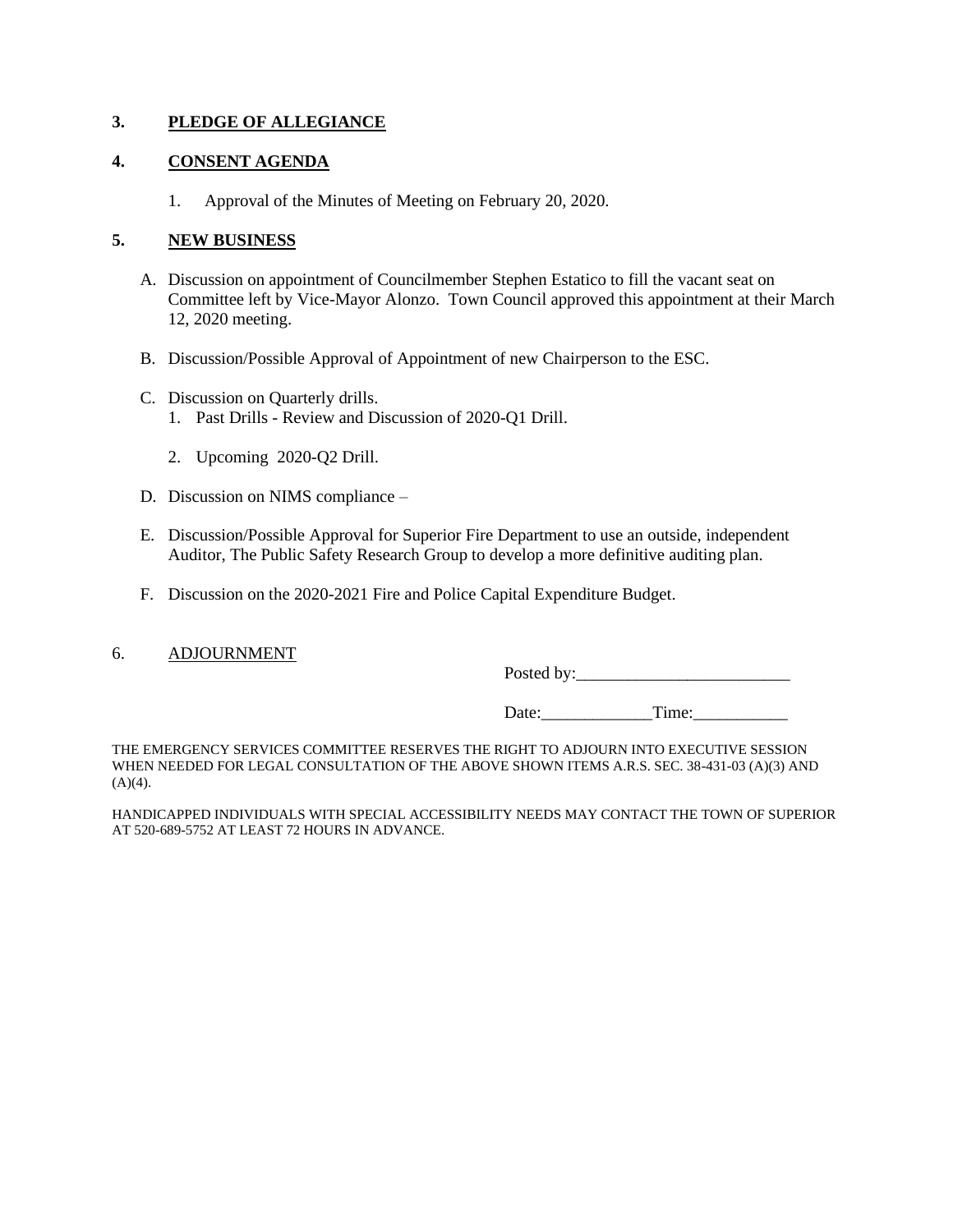**3. <u>PLEDGE OF ALLEGIANCE</u>**

**4. <u>CONSENT AGENDA</u>**

1. Approval of the Minutes of Meeting on February 20, 2020.

**5. <u>NEW BUSINESS</u>**

A. Discussion on appointment of Councilmember Stephen Estatico to fill the vacant seat on Committee left by Vice-Mayor Alonzo. Town Council approved this appointment at their March 12, 2020 meeting.

B. Discussion/Possible Approval of Appointment of new Chairperson to the ESC.

C. Discussion on Quarterly drills.
   1. Past Drills - Review and Discussion of 2020-Q1 Drill.

   2. Upcoming 2020-Q2 Drill.

D. Discussion on NIMS compliance –

E. Discussion/Possible Approval for Superior Fire Department to use an outside, independent Auditor, The Public Safety Research Group to develop a more definitive auditing plan.

F. Discussion on the 2020-2021 Fire and Police Capital Expenditure Budget.

6. <u>ADJOURNMENT</u>

Posted by:_________________________

Date:_____________Time:___________

THE EMERGENCY SERVICES COMMITTEE RESERVES THE RIGHT TO ADJOURN INTO EXECUTIVE SESSION WHEN NEEDED FOR LEGAL CONSULTATION OF THE ABOVE SHOWN ITEMS A.R.S. SEC. 38-431-03 (A)(3) AND (A)(4).

HANDICAPPED INDIVIDUALS WITH SPECIAL ACCESSIBILITY NEEDS MAY CONTACT THE TOWN OF SUPERIOR AT 520-689-5752 AT LEAST 72 HOURS IN ADVANCE.